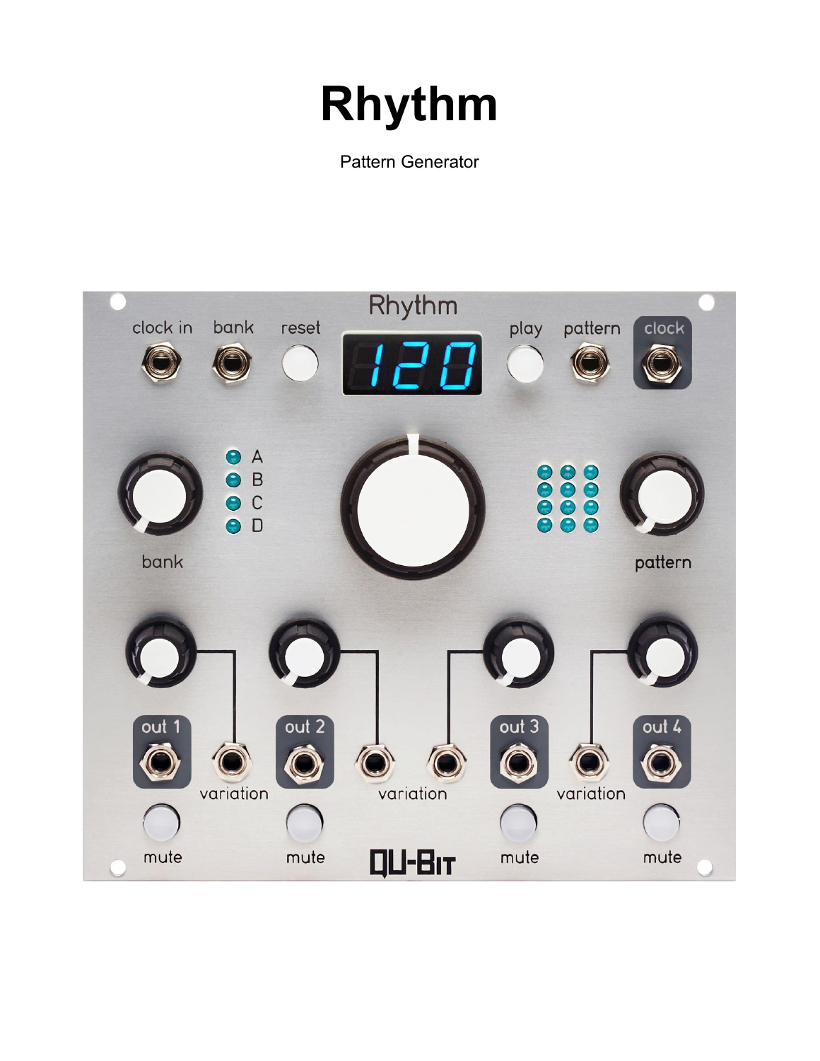# Rhythm

Pattern Generator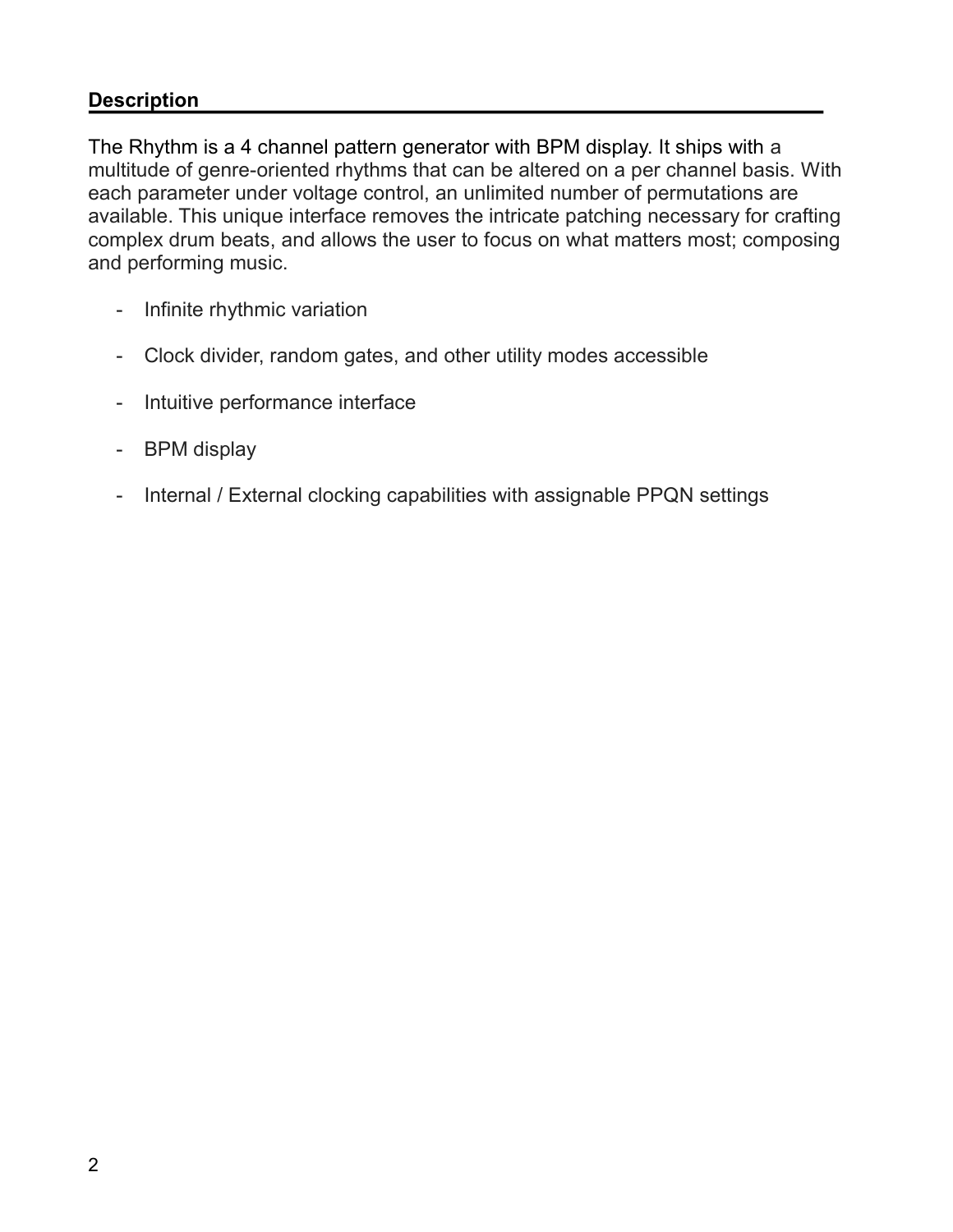## Description

The Rhythm is a 4 channel pattern generator with BPM display. It ships with a multitude of genre-oriented rhythms that can be altered on a per channel basis. With each parameter under voltage control, an unlimited number of permutations are available. This unique interface removes the intricate patching necessary for crafting complex drum beats, and allows the user to focus on what matters most; composing and performing music.

- Infinite rhythmic variation
- Clock divider, random gates, and other utility modes accessible
- Intuitive performance interface
- BPM display
- Internal / External clocking capabilities with assignable PPQN settings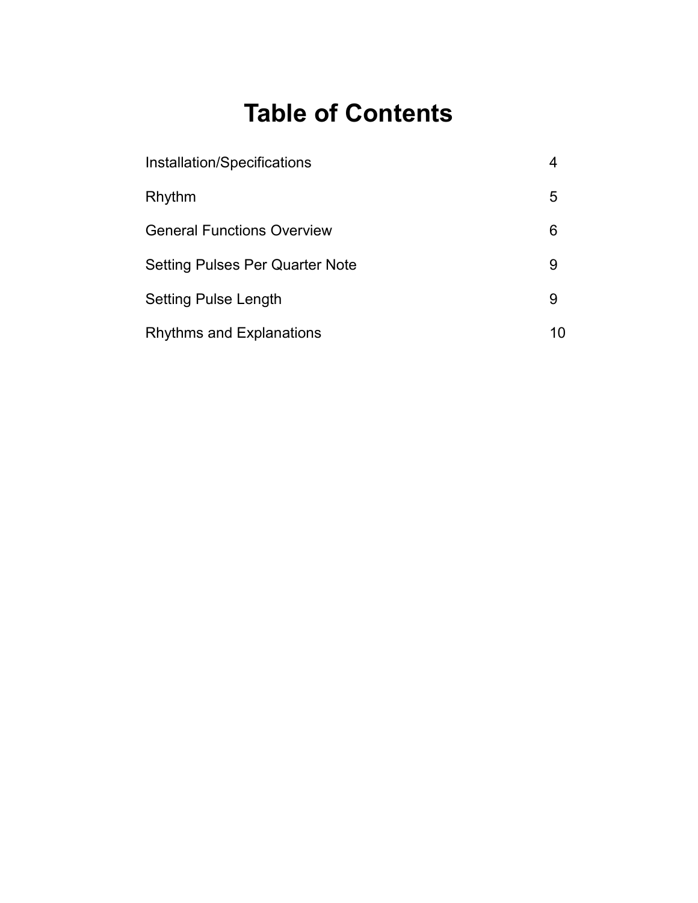# Table of Contents

| | |
|---|---|
| Installation/Specifications | 4 |
| Rhythm | 5 |
| General Functions Overview | 6 |
| Setting Pulses Per Quarter Note | 9 |
| Setting Pulse Length | 9 |
| Rhythms and Explanations | 10 |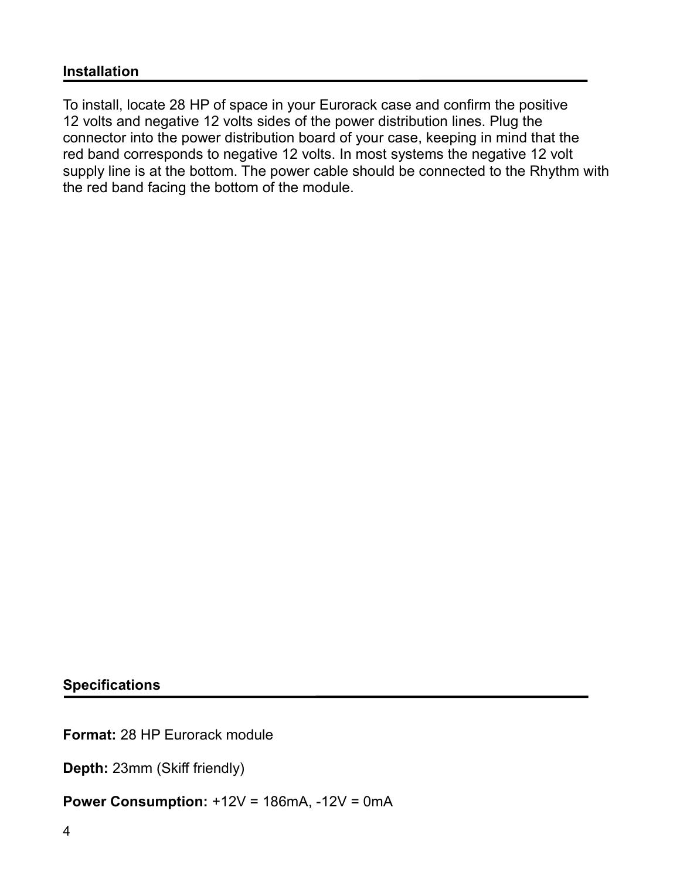## Installation

To install, locate 28 HP of space in your Eurorack case and confirm the positive 12 volts and negative 12 volts sides of the power distribution lines. Plug the connector into the power distribution board of your case, keeping in mind that the red band corresponds to negative 12 volts. In most systems the negative 12 volt supply line is at the bottom. The power cable should be connected to the Rhythm with the red band facing the bottom of the module.

## Specifications

**Format:** 28 HP Eurorack module

**Depth:** 23mm (Skiff friendly)

**Power Consumption:** +12V = 186mA, -12V = 0mA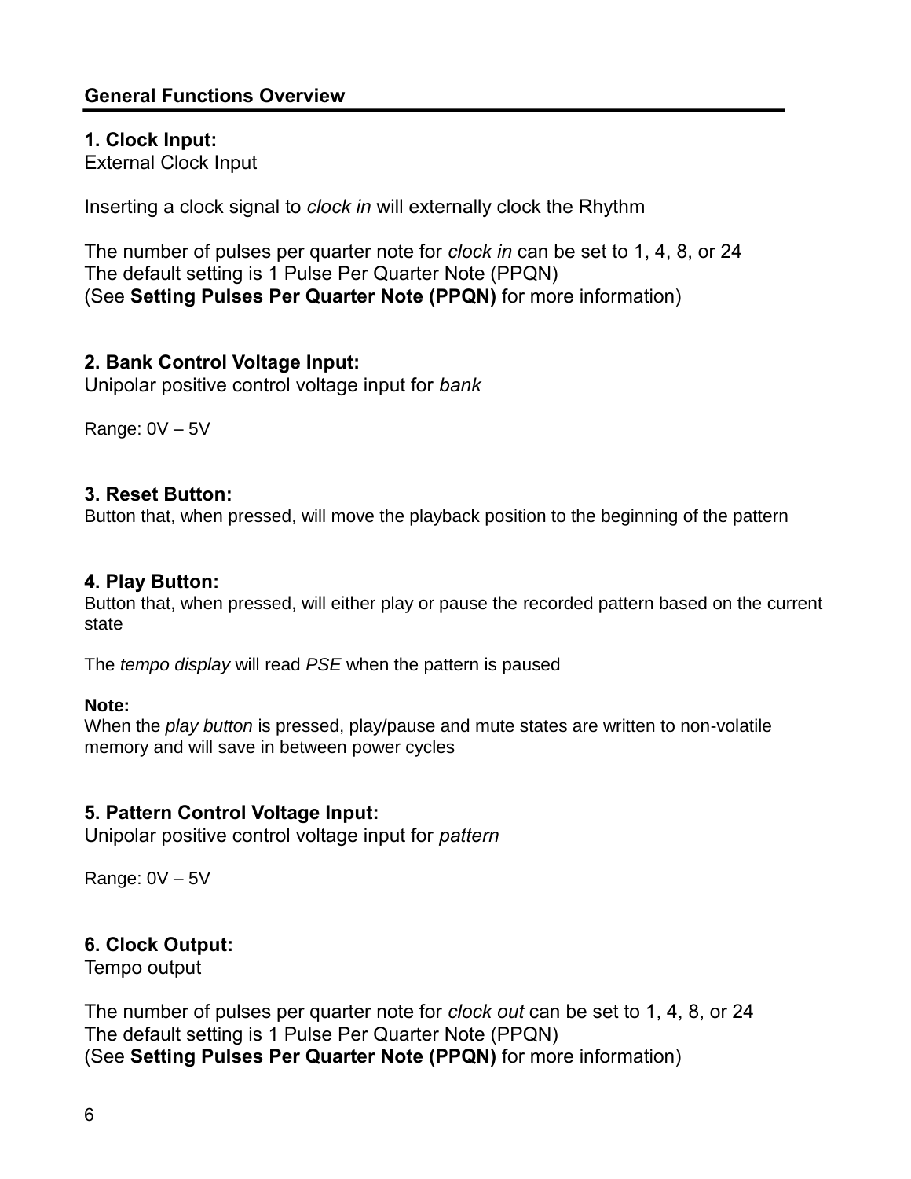## General Functions Overview

### 1. Clock Input:

External Clock Input

Inserting a clock signal to *clock in* will externally clock the Rhythm

The number of pulses per quarter note for *clock in* can be set to 1, 4, 8, or 24
The default setting is 1 Pulse Per Quarter Note (PPQN)
(See **Setting Pulses Per Quarter Note (PPQN)** for more information)

### 2. Bank Control Voltage Input:

Unipolar positive control voltage input for *bank*

Range: 0V – 5V

### 3. Reset Button:

Button that, when pressed, will move the playback position to the beginning of the pattern

### 4. Play Button:

Button that, when pressed, will either play or pause the recorded pattern based on the current state

The *tempo display* will read *PSE* when the pattern is paused

**Note:**
When the *play button* is pressed, play/pause and mute states are written to non-volatile memory and will save in between power cycles

### 5. Pattern Control Voltage Input:

Unipolar positive control voltage input for *pattern*

Range: 0V – 5V

### 6. Clock Output:

Tempo output

The number of pulses per quarter note for *clock out* can be set to 1, 4, 8, or 24
The default setting is 1 Pulse Per Quarter Note (PPQN)
(See **Setting Pulses Per Quarter Note (PPQN)** for more information)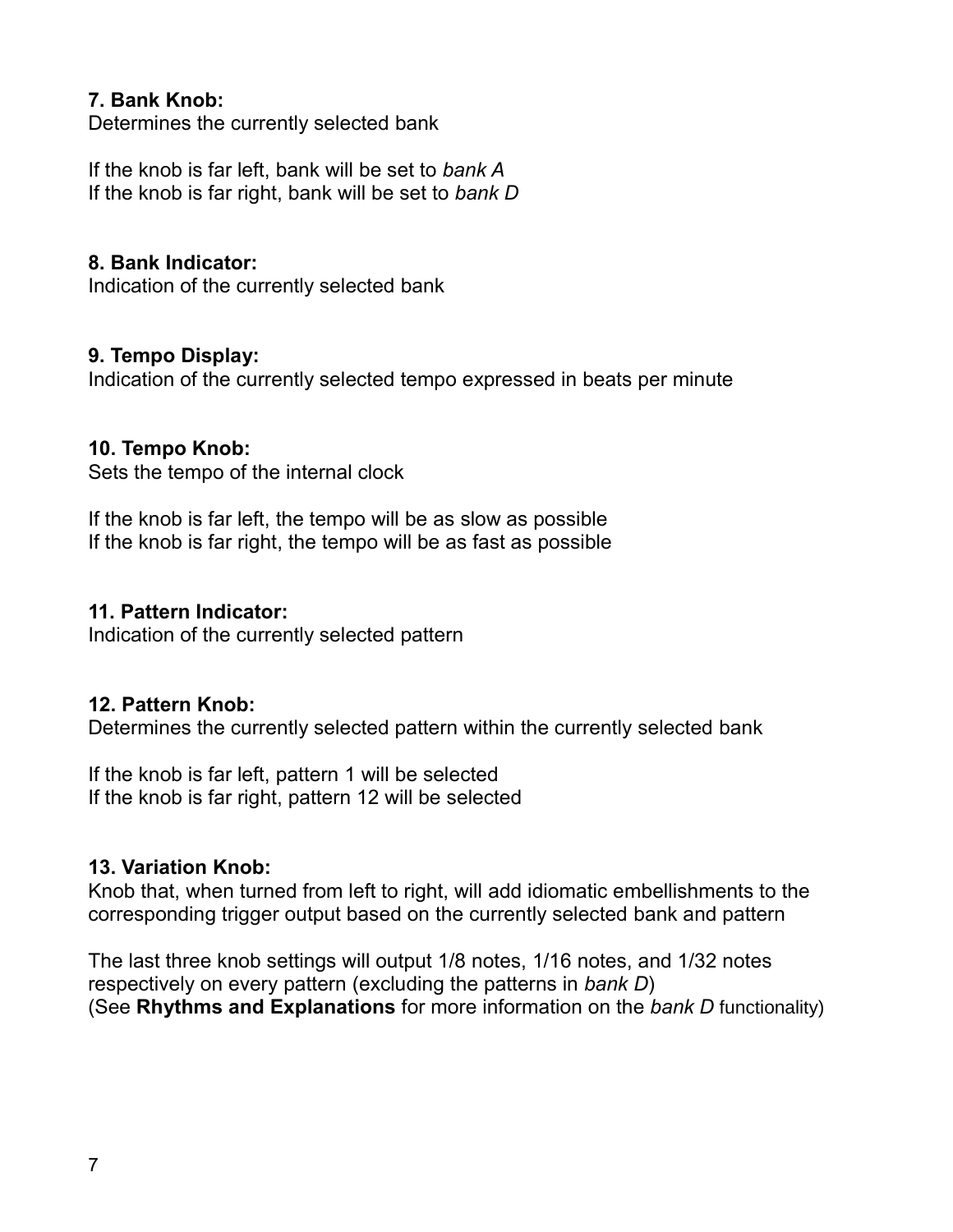**7. Bank Knob:**
Determines the currently selected bank

If the knob is far left, bank will be set to *bank A*
If the knob is far right, bank will be set to *bank D*

**8. Bank Indicator:**
Indication of the currently selected bank

**9. Tempo Display:**
Indication of the currently selected tempo expressed in beats per minute

**10. Tempo Knob:**
Sets the tempo of the internal clock

If the knob is far left, the tempo will be as slow as possible
If the knob is far right, the tempo will be as fast as possible

**11. Pattern Indicator:**
Indication of the currently selected pattern

**12. Pattern Knob:**
Determines the currently selected pattern within the currently selected bank

If the knob is far left, pattern 1 will be selected
If the knob is far right, pattern 12 will be selected

**13. Variation Knob:**
Knob that, when turned from left to right, will add idiomatic embellishments to the corresponding trigger output based on the currently selected bank and pattern

The last three knob settings will output 1/8 notes, 1/16 notes, and 1/32 notes respectively on every pattern (excluding the patterns in *bank D*)
(See **Rhythms and Explanations** for more information on the *bank D* functionality)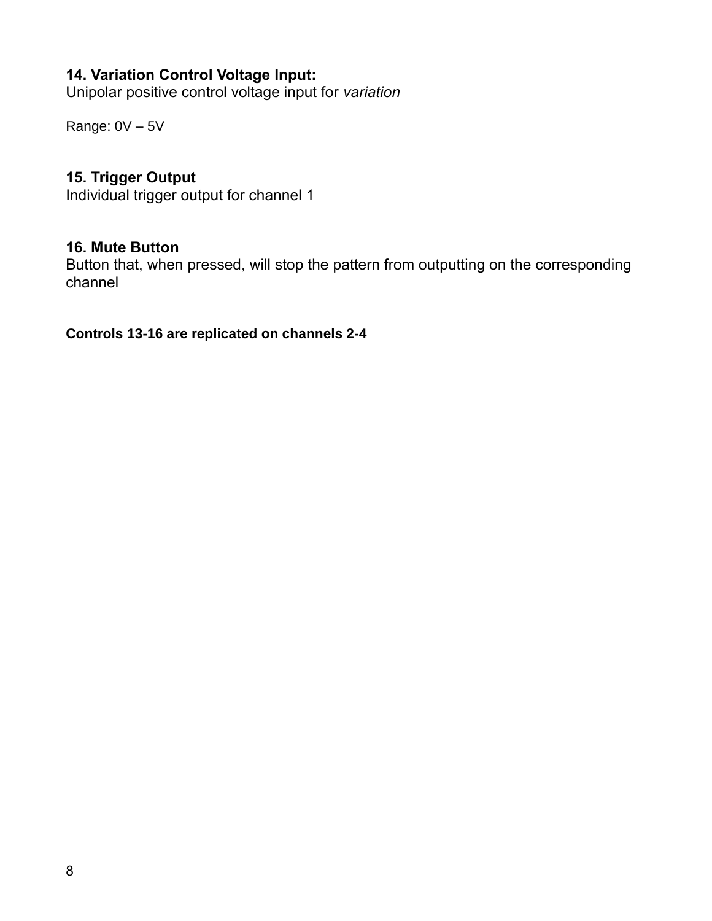### 14. Variation Control Voltage Input:

Unipolar positive control voltage input for *variation*

Range: 0V – 5V

### 15. Trigger Output

Individual trigger output for channel 1

### 16. Mute Button

Button that, when pressed, will stop the pattern from outputting on the corresponding channel

**Controls 13-16 are replicated on channels 2-4**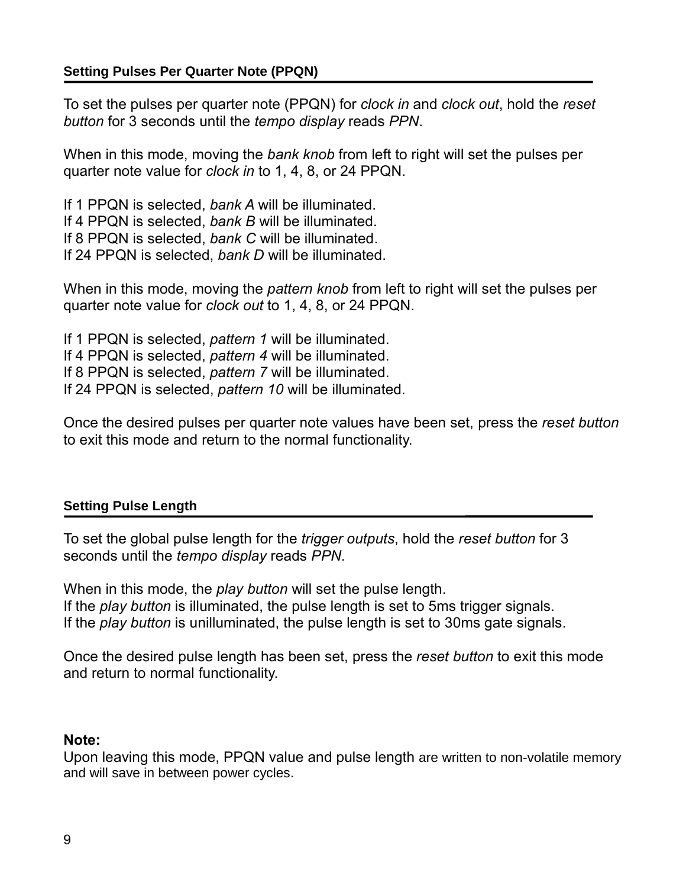### Setting Pulses Per Quarter Note (PPQN)

To set the pulses per quarter note (PPQN) for *clock in* and *clock out*, hold the *reset button* for 3 seconds until the *tempo display* reads *PPN*.

When in this mode, moving the *bank knob* from left to right will set the pulses per quarter note value for *clock in* to 1, 4, 8, or 24 PPQN.

If 1 PPQN is selected, *bank A* will be illuminated.
If 4 PPQN is selected, *bank B* will be illuminated.
If 8 PPQN is selected, *bank C* will be illuminated.
If 24 PPQN is selected, *bank D* will be illuminated.

When in this mode, moving the *pattern knob* from left to right will set the pulses per quarter note value for *clock out* to 1, 4, 8, or 24 PPQN.

If 1 PPQN is selected, *pattern 1* will be illuminated.
If 4 PPQN is selected, *pattern 4* will be illuminated.
If 8 PPQN is selected, *pattern 7* will be illuminated.
If 24 PPQN is selected, *pattern 10* will be illuminated.

Once the desired pulses per quarter note values have been set, press the *reset button* to exit this mode and return to the normal functionality.

### Setting Pulse Length

To set the global pulse length for the *trigger outputs*, hold the *reset button* for 3 seconds until the *tempo display* reads *PPN*.

When in this mode, the *play button* will set the pulse length.
If the *play button* is illuminated, the pulse length is set to 5ms trigger signals.
If the *play button* is unilluminated, the pulse length is set to 30ms gate signals.

Once the desired pulse length has been set, press the *reset button* to exit this mode and return to normal functionality.

**Note:**
Upon leaving this mode, PPQN value and pulse length are written to non-volatile memory and will save in between power cycles.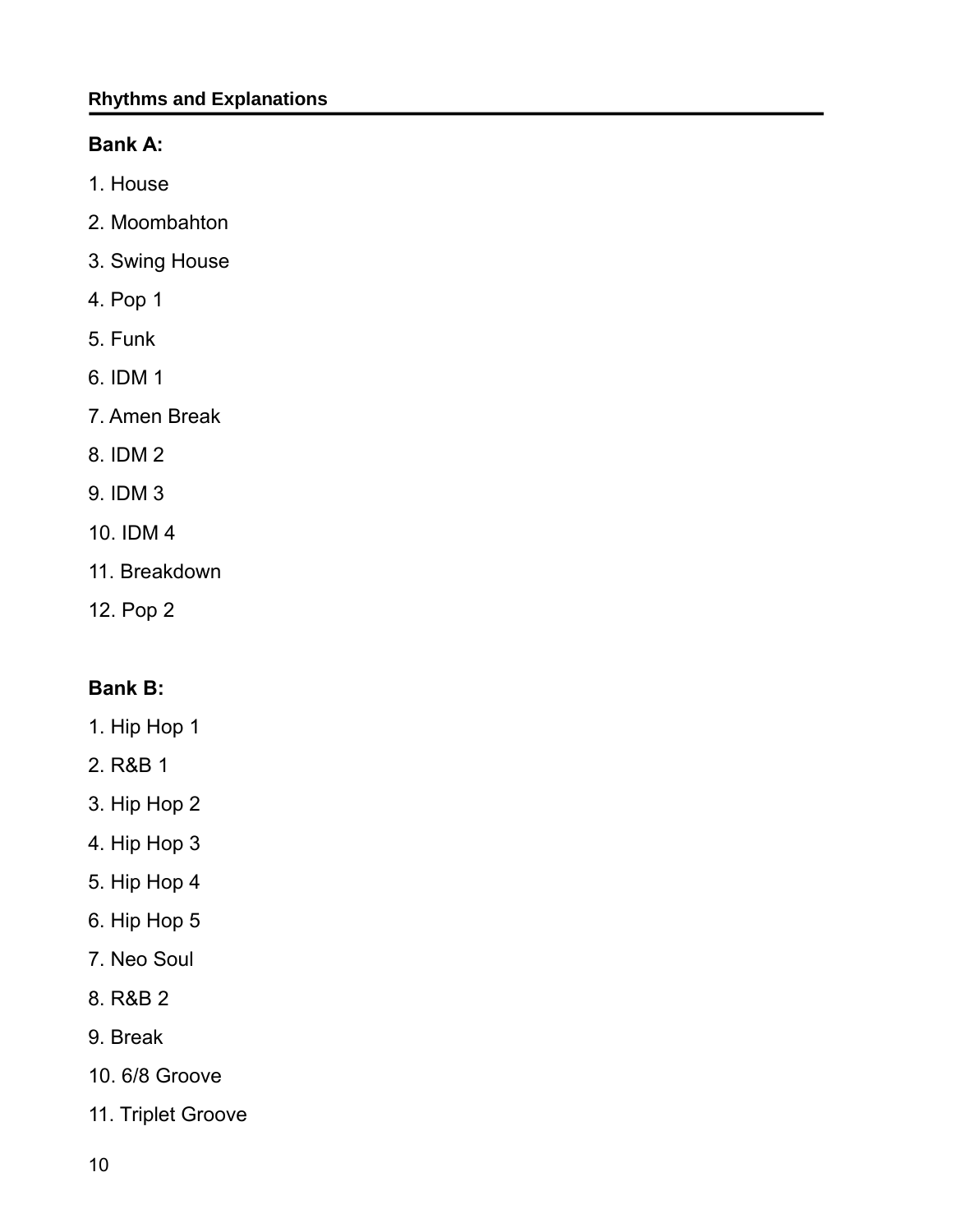## Rhythms and Explanations

### Bank A:

1. House
2. Moombahton
3. Swing House
4. Pop 1
5. Funk
6. IDM 1
7. Amen Break
8. IDM 2
9. IDM 3
10. IDM 4
11. Breakdown
12. Pop 2

### Bank B:

1. Hip Hop 1
2. R&B 1
3. Hip Hop 2
4. Hip Hop 3
5. Hip Hop 4
6. Hip Hop 5
7. Neo Soul
8. R&B 2
9. Break
10. 6/8 Groove
11. Triplet Groove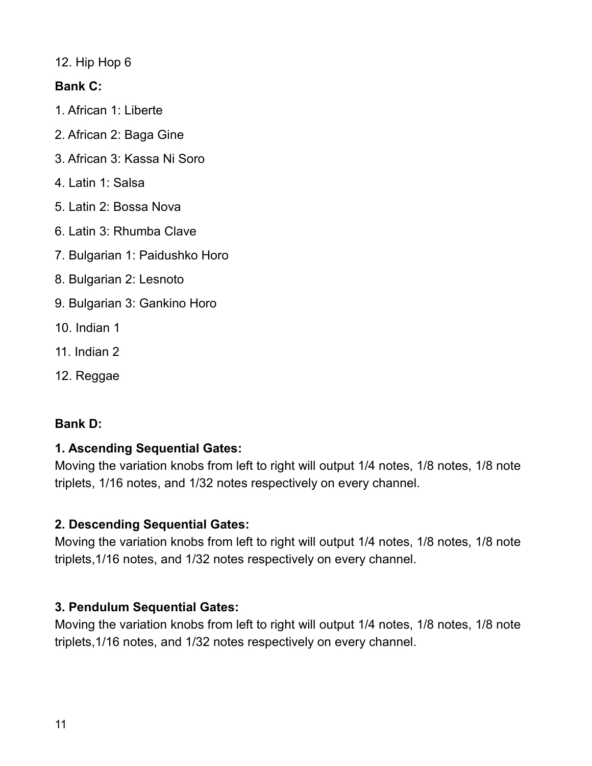12. Hip Hop 6

**Bank C:**

1. African 1: Liberte
2. African 2: Baga Gine
3. African 3: Kassa Ni Soro
4. Latin 1: Salsa
5. Latin 2: Bossa Nova
6. Latin 3: Rhumba Clave
7. Bulgarian 1: Paidushko Horo
8. Bulgarian 2: Lesnoto
9. Bulgarian 3: Gankino Horo
10. Indian 1
11. Indian 2
12. Reggae

**Bank D:**

**1. Ascending Sequential Gates:**
Moving the variation knobs from left to right will output 1/4 notes, 1/8 notes, 1/8 note triplets, 1/16 notes, and 1/32 notes respectively on every channel.

**2. Descending Sequential Gates:**
Moving the variation knobs from left to right will output 1/4 notes, 1/8 notes, 1/8 note triplets,1/16 notes, and 1/32 notes respectively on every channel.

**3. Pendulum Sequential Gates:**
Moving the variation knobs from left to right will output 1/4 notes, 1/8 notes, 1/8 note triplets,1/16 notes, and 1/32 notes respectively on every channel.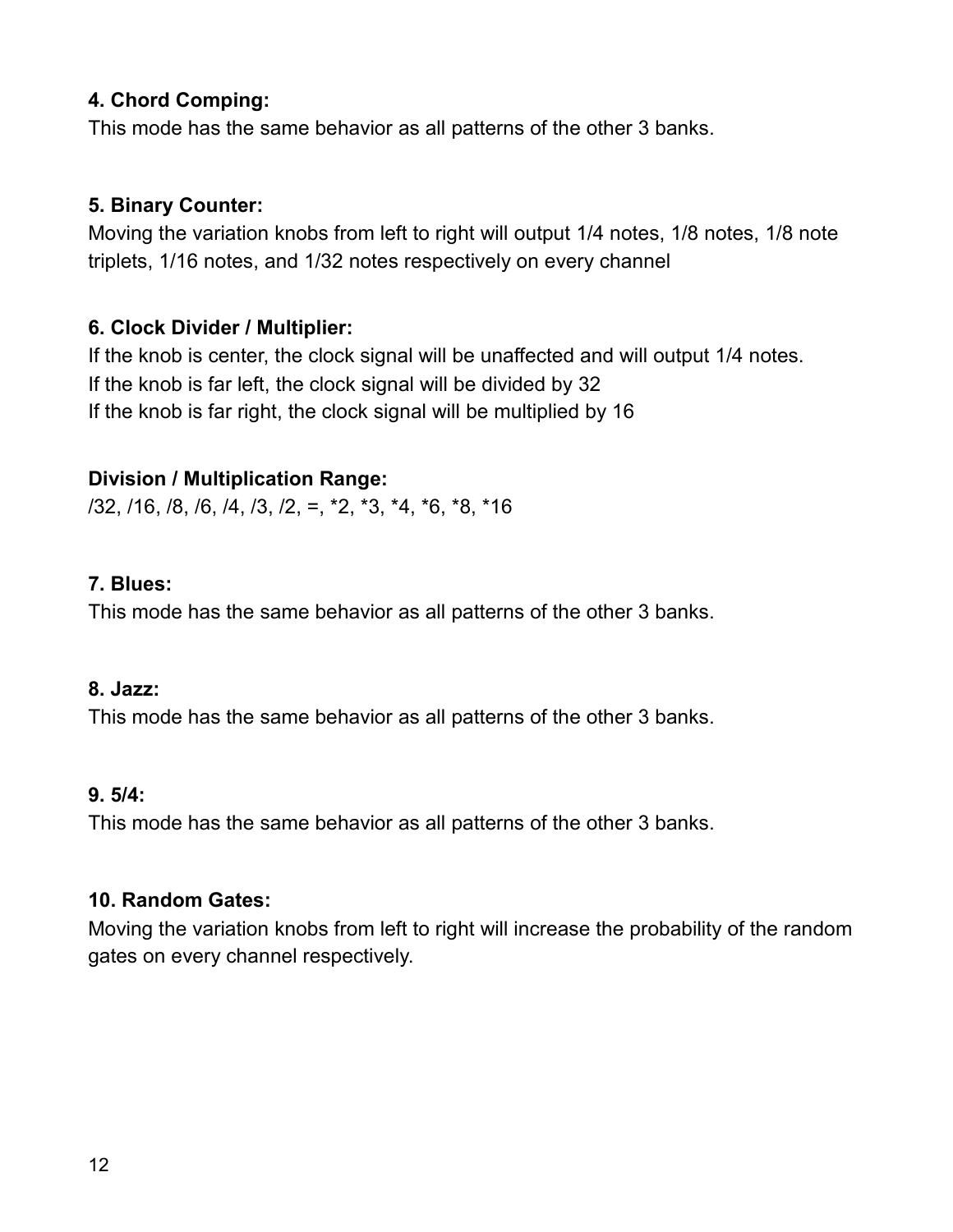**4. Chord Comping:**

This mode has the same behavior as all patterns of the other 3 banks.

**5. Binary Counter:**

Moving the variation knobs from left to right will output 1/4 notes, 1/8 notes, 1/8 note triplets, 1/16 notes, and 1/32 notes respectively on every channel

**6. Clock Divider / Multiplier:**

If the knob is center, the clock signal will be unaffected and will output 1/4 notes.
If the knob is far left, the clock signal will be divided by 32
If the knob is far right, the clock signal will be multiplied by 16

**Division / Multiplication Range:**

/32, /16, /8, /6, /4, /3, /2, =, *2, *3, *4, *6, *8, *16

**7. Blues:**

This mode has the same behavior as all patterns of the other 3 banks.

**8. Jazz:**

This mode has the same behavior as all patterns of the other 3 banks.

**9. 5/4:**

This mode has the same behavior as all patterns of the other 3 banks.

**10. Random Gates:**

Moving the variation knobs from left to right will increase the probability of the random gates on every channel respectively.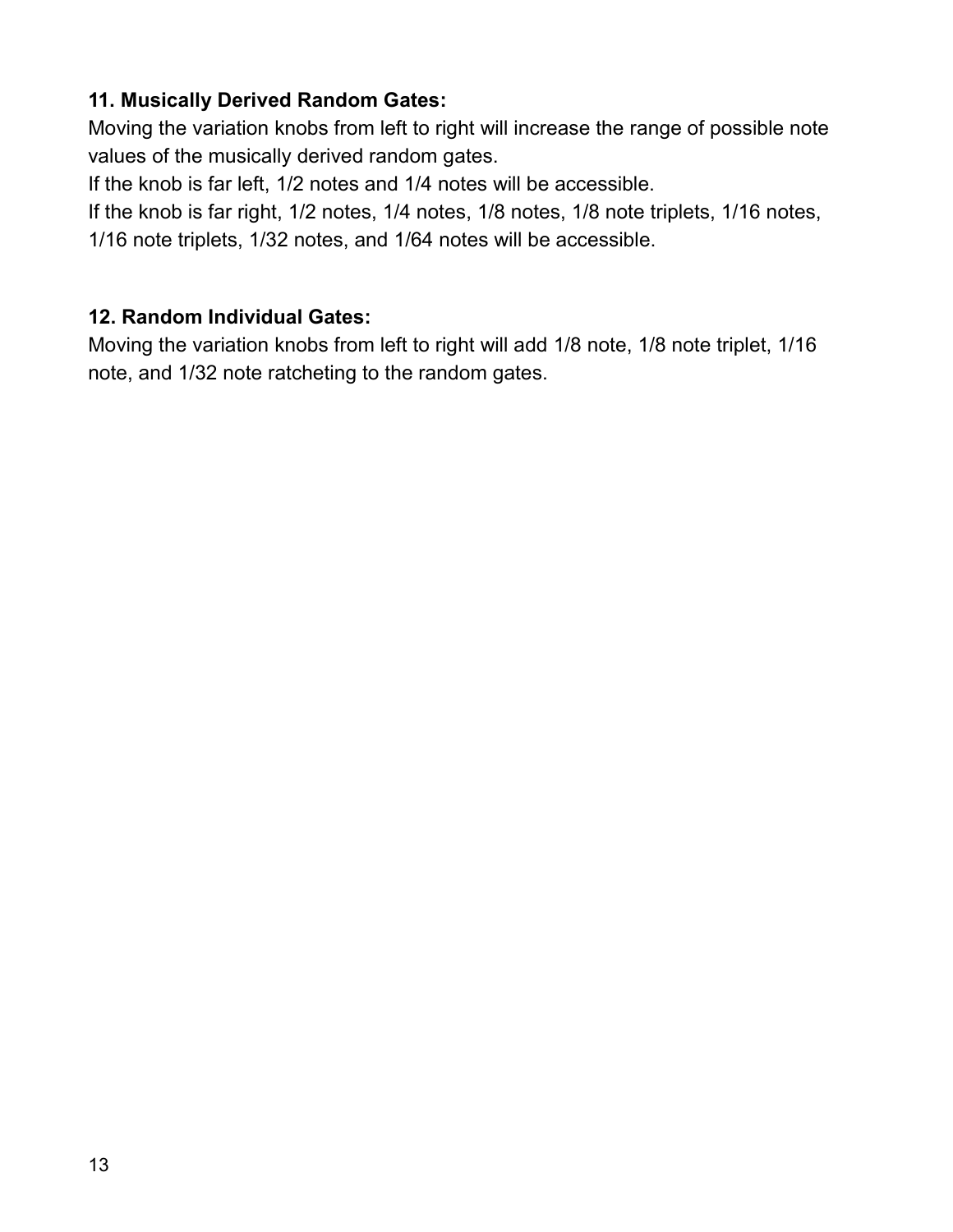**11. Musically Derived Random Gates:**

Moving the variation knobs from left to right will increase the range of possible note values of the musically derived random gates.

If the knob is far left, 1/2 notes and 1/4 notes will be accessible.

If the knob is far right, 1/2 notes, 1/4 notes, 1/8 notes, 1/8 note triplets, 1/16 notes, 1/16 note triplets, 1/32 notes, and 1/64 notes will be accessible.

**12. Random Individual Gates:**

Moving the variation knobs from left to right will add 1/8 note, 1/8 note triplet, 1/16 note, and 1/32 note ratcheting to the random gates.